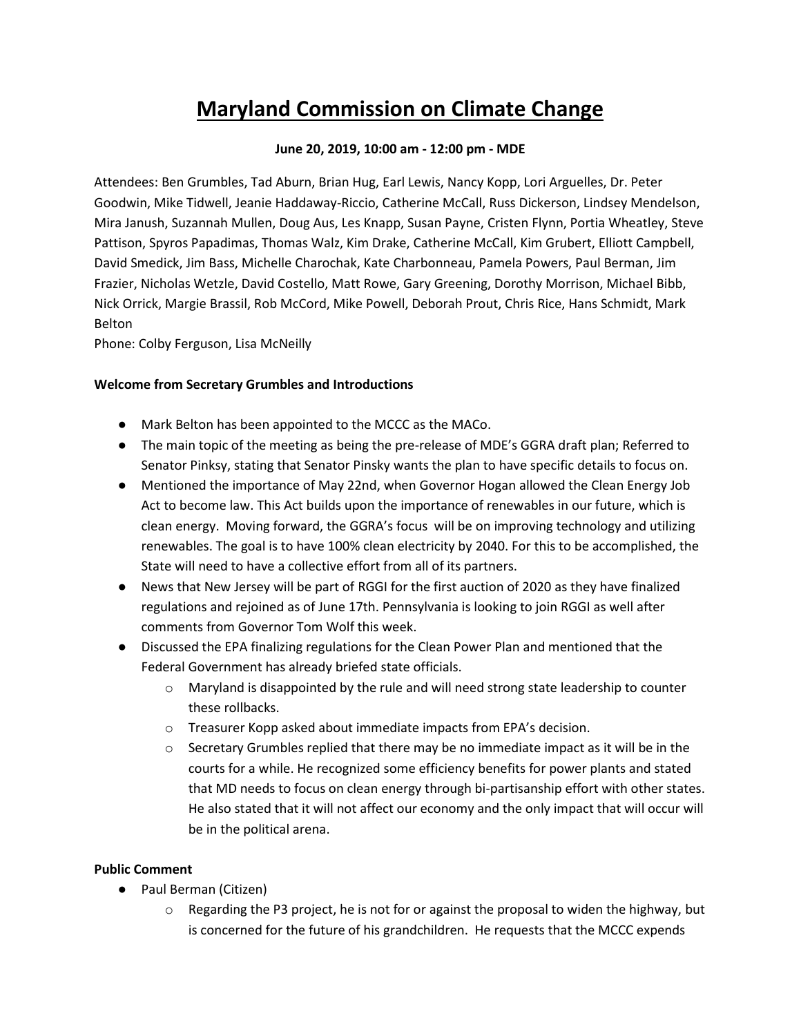# Maryland Commission on Climate Change

**June 20, 2019, 10:00 am - 12:00 pm - MDE**

Attendees: Ben Grumbles, Tad Aburn, Brian Hug, Earl Lewis, Nancy Kopp, Lori Arguelles, Dr. Peter Goodwin, Mike Tidwell, Jeanie Haddaway-Riccio, Catherine McCall, Russ Dickerson, Lindsey Mendelson, Mira Janush, Suzannah Mullen, Doug Aus, Les Knapp, Susan Payne, Cristen Flynn, Portia Wheatley, Steve Pattison, Spyros Papadimas, Thomas Walz, Kim Drake, Catherine McCall, Kim Grubert, Elliott Campbell, David Smedick, Jim Bass, Michelle Charochak, Kate Charbonneau, Pamela Powers, Paul Berman, Jim Frazier, Nicholas Wetzle, David Costello, Matt Rowe, Gary Greening, Dorothy Morrison, Michael Bibb, Nick Orrick, Margie Brassil, Rob McCord, Mike Powell, Deborah Prout, Chris Rice, Hans Schmidt, Mark Belton
Phone: Colby Ferguson, Lisa McNeilly

**Welcome from Secretary Grumbles and Introductions**

- Mark Belton has been appointed to the MCCC as the MACo.
- The main topic of the meeting as being the pre-release of MDE's GGRA draft plan; Referred to Senator Pinksy, stating that Senator Pinsky wants the plan to have specific details to focus on.
- Mentioned the importance of May 22nd, when Governor Hogan allowed the Clean Energy Job Act to become law. This Act builds upon the importance of renewables in our future, which is clean energy. Moving forward, the GGRA's focus will be on improving technology and utilizing renewables. The goal is to have 100% clean electricity by 2040. For this to be accomplished, the State will need to have a collective effort from all of its partners.
- News that New Jersey will be part of RGGI for the first auction of 2020 as they have finalized regulations and rejoined as of June 17th. Pennsylvania is looking to join RGGI as well after comments from Governor Tom Wolf this week.
- Discussed the EPA finalizing regulations for the Clean Power Plan and mentioned that the Federal Government has already briefed state officials.
  - Maryland is disappointed by the rule and will need strong state leadership to counter these rollbacks.
  - Treasurer Kopp asked about immediate impacts from EPA's decision.
  - Secretary Grumbles replied that there may be no immediate impact as it will be in the courts for a while. He recognized some efficiency benefits for power plants and stated that MD needs to focus on clean energy through bi-partisanship effort with other states. He also stated that it will not affect our economy and the only impact that will occur will be in the political arena.

**Public Comment**

- Paul Berman (Citizen)
  - Regarding the P3 project, he is not for or against the proposal to widen the highway, but is concerned for the future of his grandchildren. He requests that the MCCC expends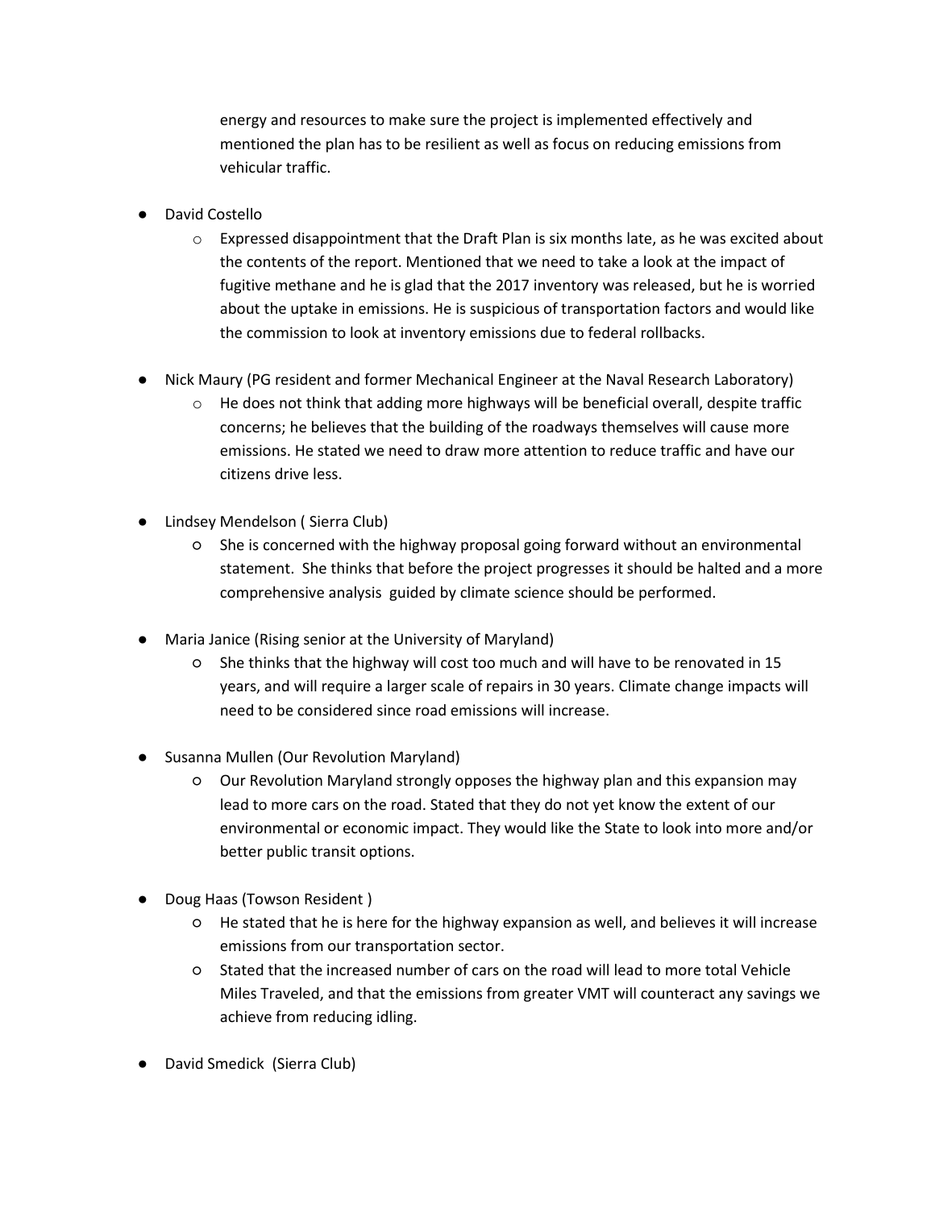energy and resources to make sure the project is implemented effectively and mentioned the plan has to be resilient as well as focus on reducing emissions from vehicular traffic.

- David Costello
  - Expressed disappointment that the Draft Plan is six months late, as he was excited about the contents of the report. Mentioned that we need to take a look at the impact of fugitive methane and he is glad that the 2017 inventory was released, but he is worried about the uptake in emissions. He is suspicious of transportation factors and would like the commission to look at inventory emissions due to federal rollbacks.

- Nick Maury (PG resident and former Mechanical Engineer at the Naval Research Laboratory)
  - He does not think that adding more highways will be beneficial overall, despite traffic concerns; he believes that the building of the roadways themselves will cause more emissions. He stated we need to draw more attention to reduce traffic and have our citizens drive less.

- Lindsey Mendelson ( Sierra Club)
  - She is concerned with the highway proposal going forward without an environmental statement. She thinks that before the project progresses it should be halted and a more comprehensive analysis guided by climate science should be performed.

- Maria Janice (Rising senior at the University of Maryland)
  - She thinks that the highway will cost too much and will have to be renovated in 15 years, and will require a larger scale of repairs in 30 years. Climate change impacts will need to be considered since road emissions will increase.

- Susanna Mullen (Our Revolution Maryland)
  - Our Revolution Maryland strongly opposes the highway plan and this expansion may lead to more cars on the road. Stated that they do not yet know the extent of our environmental or economic impact. They would like the State to look into more and/or better public transit options.

- Doug Haas (Towson Resident )
  - He stated that he is here for the highway expansion as well, and believes it will increase emissions from our transportation sector.
  - Stated that the increased number of cars on the road will lead to more total Vehicle Miles Traveled, and that the emissions from greater VMT will counteract any savings we achieve from reducing idling.

- David Smedick (Sierra Club)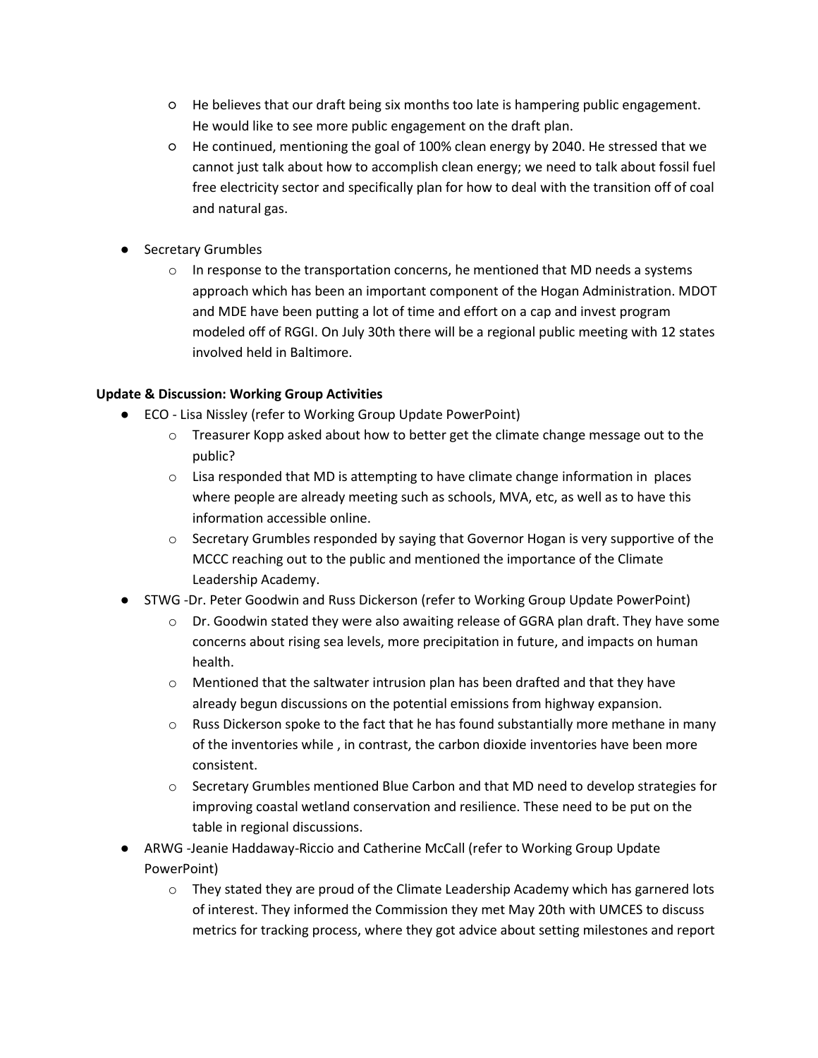- He believes that our draft being six months too late is hampering public engagement. He would like to see more public engagement on the draft plan.
    - He continued, mentioning the goal of 100% clean energy by 2040. He stressed that we cannot just talk about how to accomplish clean energy; we need to talk about fossil fuel free electricity sector and specifically plan for how to deal with the transition off of coal and natural gas.

- Secretary Grumbles
    - In response to the transportation concerns, he mentioned that MD needs a systems approach which has been an important component of the Hogan Administration. MDOT and MDE have been putting a lot of time and effort on a cap and invest program modeled off of RGGI. On July 30th there will be a regional public meeting with 12 states involved held in Baltimore.

**Update & Discussion: Working Group Activities**

- ECO - Lisa Nissley (refer to Working Group Update PowerPoint)
    - Treasurer Kopp asked about how to better get the climate change message out to the public?
    - Lisa responded that MD is attempting to have climate change information in places where people are already meeting such as schools, MVA, etc, as well as to have this information accessible online.
    - Secretary Grumbles responded by saying that Governor Hogan is very supportive of the MCCC reaching out to the public and mentioned the importance of the Climate Leadership Academy.
- STWG -Dr. Peter Goodwin and Russ Dickerson (refer to Working Group Update PowerPoint)
    - Dr. Goodwin stated they were also awaiting release of GGRA plan draft. They have some concerns about rising sea levels, more precipitation in future, and impacts on human health.
    - Mentioned that the saltwater intrusion plan has been drafted and that they have already begun discussions on the potential emissions from highway expansion.
    - Russ Dickerson spoke to the fact that he has found substantially more methane in many of the inventories while , in contrast, the carbon dioxide inventories have been more consistent.
    - Secretary Grumbles mentioned Blue Carbon and that MD need to develop strategies for improving coastal wetland conservation and resilience. These need to be put on the table in regional discussions.
- ARWG -Jeanie Haddaway-Riccio and Catherine McCall (refer to Working Group Update PowerPoint)
    - They stated they are proud of the Climate Leadership Academy which has garnered lots of interest. They informed the Commission they met May 20th with UMCES to discuss metrics for tracking process, where they got advice about setting milestones and report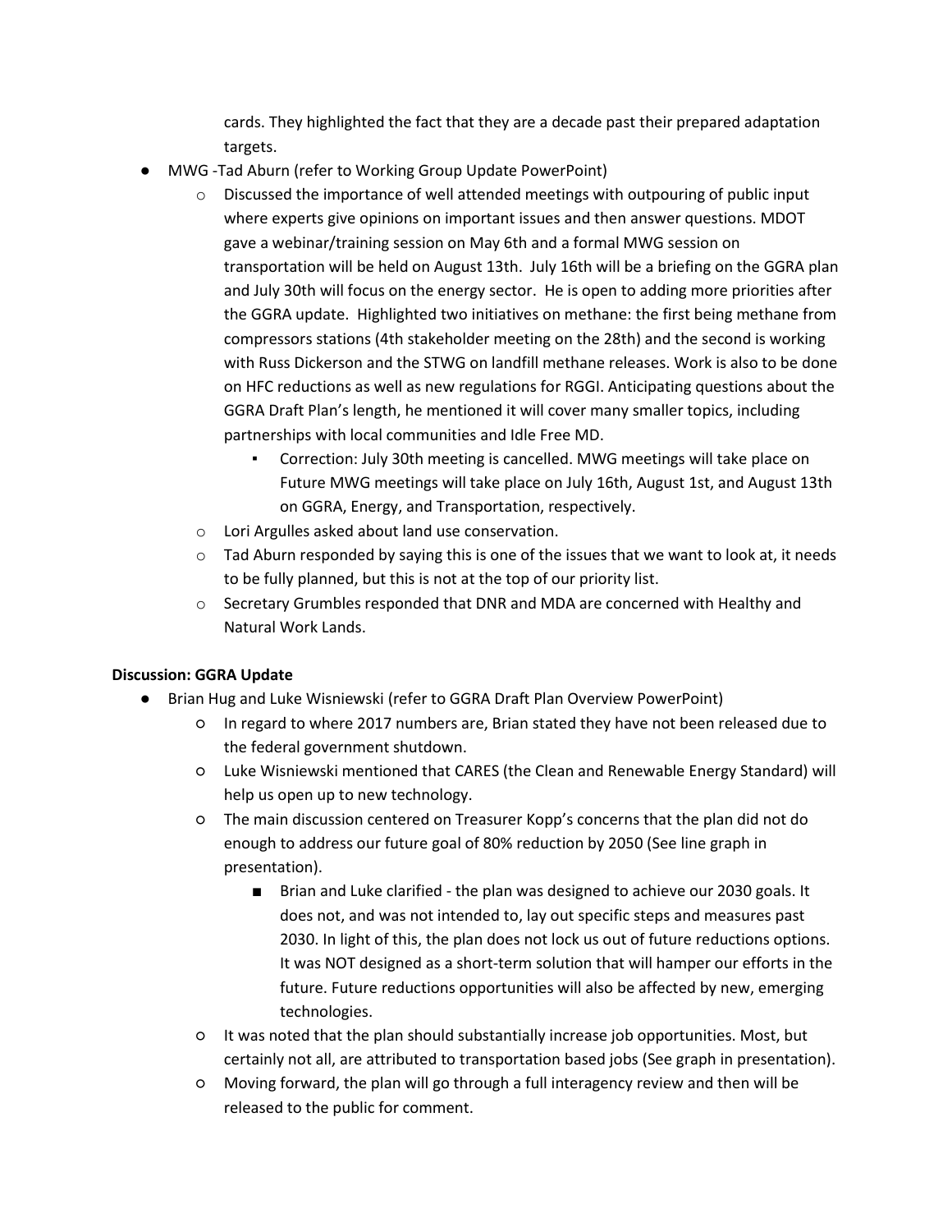cards. They highlighted the fact that they are a decade past their prepared adaptation targets.

- MWG -Tad Aburn (refer to Working Group Update PowerPoint)
  - Discussed the importance of well attended meetings with outpouring of public input where experts give opinions on important issues and then answer questions. MDOT gave a webinar/training session on May 6th and a formal MWG session on transportation will be held on August 13th. July 16th will be a briefing on the GGRA plan and July 30th will focus on the energy sector. He is open to adding more priorities after the GGRA update. Highlighted two initiatives on methane: the first being methane from compressors stations (4th stakeholder meeting on the 28th) and the second is working with Russ Dickerson and the STWG on landfill methane releases. Work is also to be done on HFC reductions as well as new regulations for RGGI. Anticipating questions about the GGRA Draft Plan's length, he mentioned it will cover many smaller topics, including partnerships with local communities and Idle Free MD.
    - Correction: July 30th meeting is cancelled. MWG meetings will take place on Future MWG meetings will take place on July 16th, August 1st, and August 13th on GGRA, Energy, and Transportation, respectively.
  - Lori Argulles asked about land use conservation.
  - Tad Aburn responded by saying this is one of the issues that we want to look at, it needs to be fully planned, but this is not at the top of our priority list.
  - Secretary Grumbles responded that DNR and MDA are concerned with Healthy and Natural Work Lands.

**Discussion: GGRA Update**

- Brian Hug and Luke Wisniewski (refer to GGRA Draft Plan Overview PowerPoint)
  - In regard to where 2017 numbers are, Brian stated they have not been released due to the federal government shutdown.
  - Luke Wisniewski mentioned that CARES (the Clean and Renewable Energy Standard) will help us open up to new technology.
  - The main discussion centered on Treasurer Kopp's concerns that the plan did not do enough to address our future goal of 80% reduction by 2050 (See line graph in presentation).
    - Brian and Luke clarified - the plan was designed to achieve our 2030 goals. It does not, and was not intended to, lay out specific steps and measures past 2030. In light of this, the plan does not lock us out of future reductions options. It was NOT designed as a short-term solution that will hamper our efforts in the future. Future reductions opportunities will also be affected by new, emerging technologies.
  - It was noted that the plan should substantially increase job opportunities. Most, but certainly not all, are attributed to transportation based jobs (See graph in presentation).
  - Moving forward, the plan will go through a full interagency review and then will be released to the public for comment.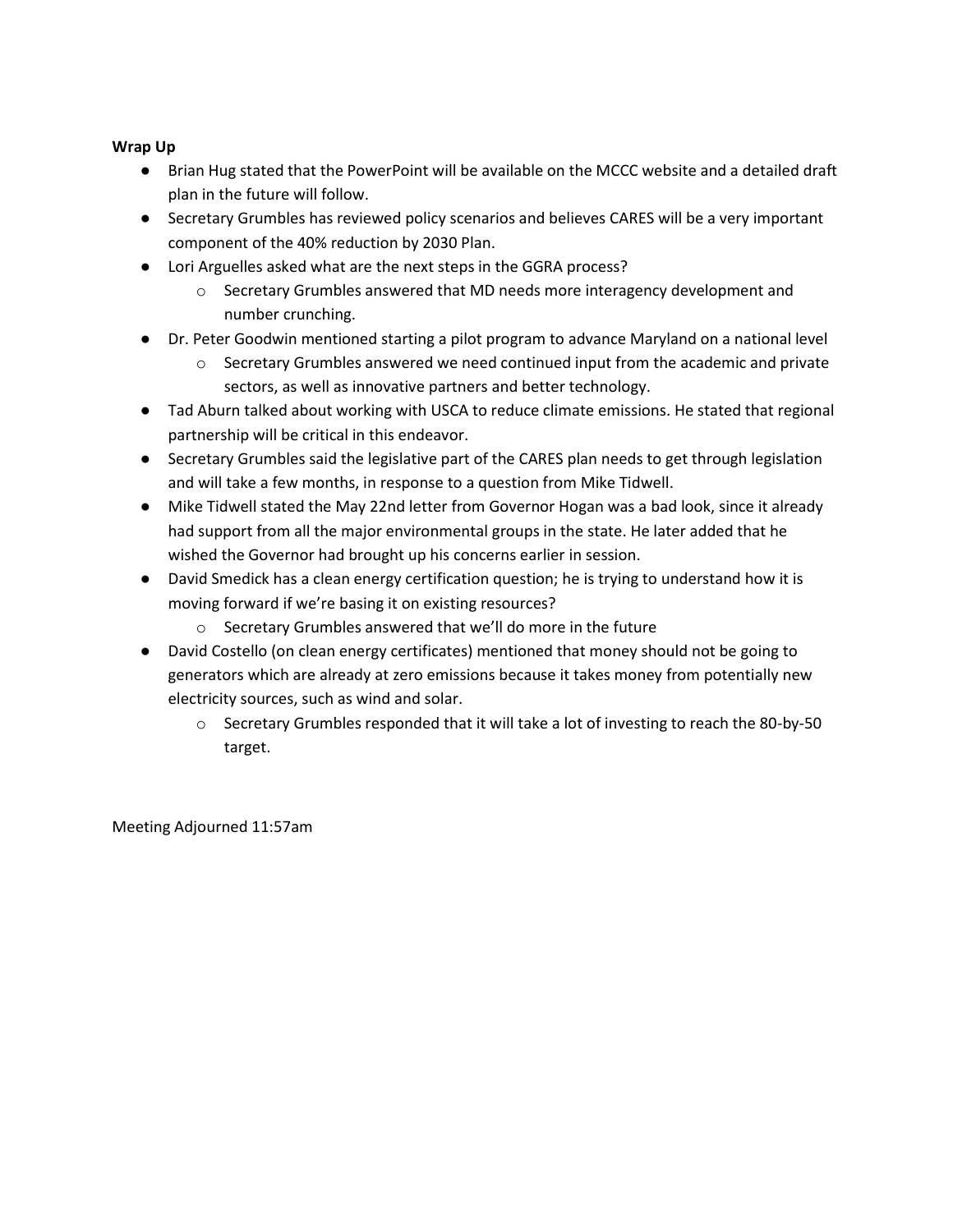**Wrap Up**

- Brian Hug stated that the PowerPoint will be available on the MCCC website and a detailed draft plan in the future will follow.
- Secretary Grumbles has reviewed policy scenarios and believes CARES will be a very important component of the 40% reduction by 2030 Plan.
- Lori Arguelles asked what are the next steps in the GGRA process?
  - Secretary Grumbles answered that MD needs more interagency development and number crunching.
- Dr. Peter Goodwin mentioned starting a pilot program to advance Maryland on a national level
  - Secretary Grumbles answered we need continued input from the academic and private sectors, as well as innovative partners and better technology.
- Tad Aburn talked about working with USCA to reduce climate emissions. He stated that regional partnership will be critical in this endeavor.
- Secretary Grumbles said the legislative part of the CARES plan needs to get through legislation and will take a few months, in response to a question from Mike Tidwell.
- Mike Tidwell stated the May 22nd letter from Governor Hogan was a bad look, since it already had support from all the major environmental groups in the state. He later added that he wished the Governor had brought up his concerns earlier in session.
- David Smedick has a clean energy certification question; he is trying to understand how it is moving forward if we're basing it on existing resources?
  - Secretary Grumbles answered that we'll do more in the future
- David Costello (on clean energy certificates) mentioned that money should not be going to generators which are already at zero emissions because it takes money from potentially new electricity sources, such as wind and solar.
  - Secretary Grumbles responded that it will take a lot of investing to reach the 80-by-50 target.

Meeting Adjourned 11:57am